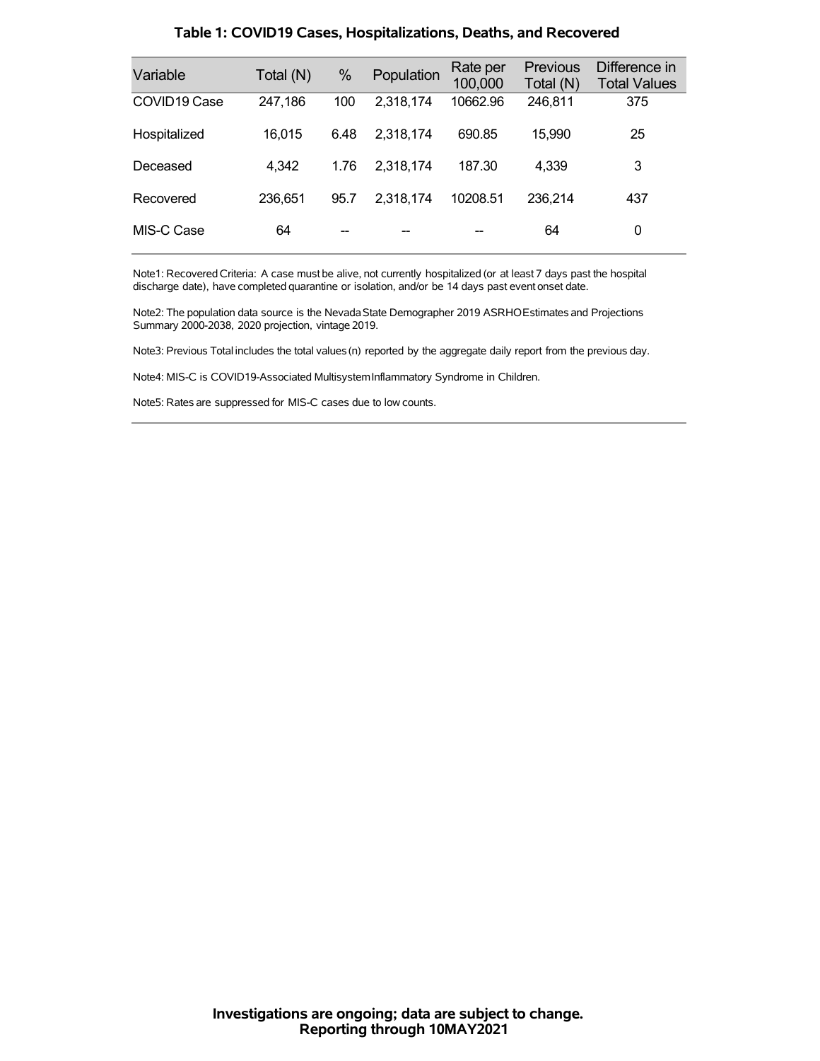# Table 1: COVID19 Cases, Hospitalizations, Deaths, and Recovered

| Variable | Total (N) | % | Population | Rate per 100,000 | Previous Total (N) | Difference in Total Values |
|---|---|---|---|---|---|---|
| COVID19 Case | 247,186 | 100 | 2,318,174 | 10662.96 | 246,811 | 375 |
| Hospitalized | 16,015 | 6.48 | 2,318,174 | 690.85 | 15,990 | 25 |
| Deceased | 4,342 | 1.76 | 2,318,174 | 187.30 | 4,339 | 3 |
| Recovered | 236,651 | 95.7 | 2,318,174 | 10208.51 | 236,214 | 437 |
| MIS-C Case | 64 | -- | -- | -- | 64 | 0 |

Note1: Recovered Criteria: A case must be alive, not currently hospitalized (or at least 7 days past the hospital discharge date), have completed quarantine or isolation, and/or be 14 days past event onset date.

Note2: The population data source is the Nevada State Demographer 2019 ASRHO Estimates and Projections Summary 2000-2038, 2020 projection, vintage 2019.

Note3: Previous Total includes the total values (n) reported by the aggregate daily report from the previous day.

Note4: MIS-C is COVID19-Associated Multisystem Inflammatory Syndrome in Children.

Note5: Rates are suppressed for MIS-C cases due to low counts.

**Investigations are ongoing; data are subject to change.**
**Reporting through 10MAY2021**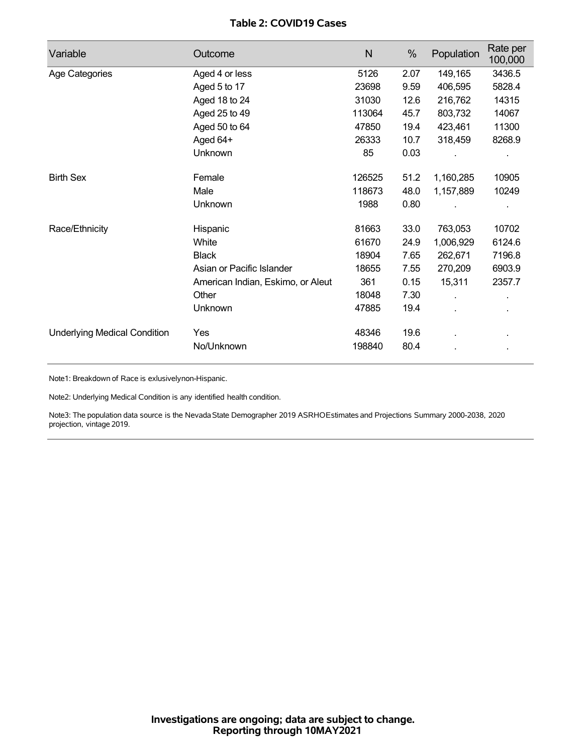## Table 2: COVID19 Cases

| Variable | Outcome | N | % | Population | Rate per 100,000 |
|---|---|---|---|---|---|
| Age Categories | Aged 4 or less | 5126 | 2.07 | 149,165 | 3436.5 |
| | Aged 5 to 17 | 23698 | 9.59 | 406,595 | 5828.4 |
| | Aged 18 to 24 | 31030 | 12.6 | 216,762 | 14315 |
| | Aged 25 to 49 | 113064 | 45.7 | 803,732 | 14067 |
| | Aged 50 to 64 | 47850 | 19.4 | 423,461 | 11300 |
| | Aged 64+ | 26333 | 10.7 | 318,459 | 8268.9 |
| | Unknown | 85 | 0.03 | . | . |
| Birth Sex | Female | 126525 | 51.2 | 1,160,285 | 10905 |
| | Male | 118673 | 48.0 | 1,157,889 | 10249 |
| | Unknown | 1988 | 0.80 | . | . |
| Race/Ethnicity | Hispanic | 81663 | 33.0 | 763,053 | 10702 |
| | White | 61670 | 24.9 | 1,006,929 | 6124.6 |
| | Black | 18904 | 7.65 | 262,671 | 7196.8 |
| | Asian or Pacific Islander | 18655 | 7.55 | 270,209 | 6903.9 |
| | American Indian, Eskimo, or Aleut | 361 | 0.15 | 15,311 | 2357.7 |
| | Other | 18048 | 7.30 | . | . |
| | Unknown | 47885 | 19.4 | . | . |
| Underlying Medical Condition | Yes | 48346 | 19.6 | . | . |
| | No/Unknown | 198840 | 80.4 | . | . |

Note1: Breakdown of Race is exlusivelynon-Hispanic.

Note2: Underlying Medical Condition is any identified health condition.

Note3: The population data source is the Nevada State Demographer 2019 ASRHOEstimates and Projections Summary 2000-2038, 2020 projection, vintage 2019.

**Investigations are ongoing; data are subject to change.**
**Reporting through 10MAY2021**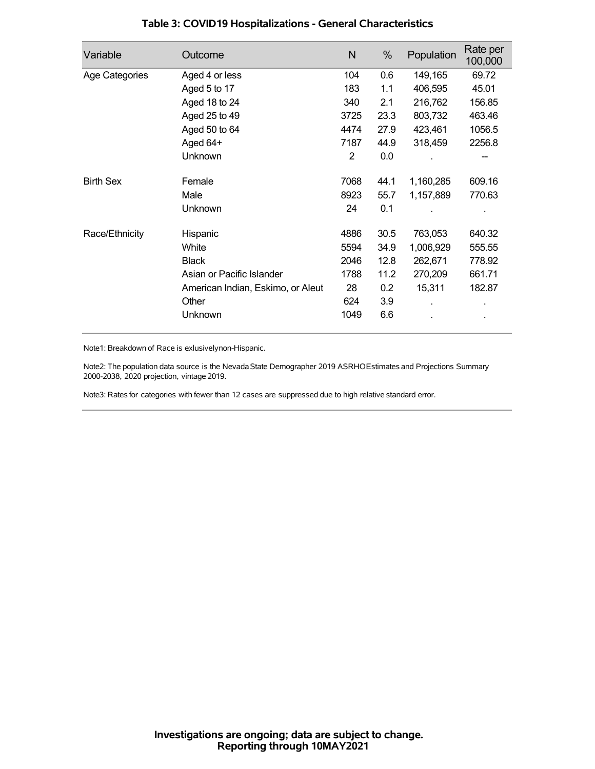## Table 3: COVID19 Hospitalizations - General Characteristics

| Variable | Outcome | N | % | Population | Rate per 100,000 |
| --- | --- | --- | --- | --- | --- |
| Age Categories | Aged 4 or less | 104 | 0.6 | 149,165 | 69.72 |
| | Aged 5 to 17 | 183 | 1.1 | 406,595 | 45.01 |
| | Aged 18 to 24 | 340 | 2.1 | 216,762 | 156.85 |
| | Aged 25 to 49 | 3725 | 23.3 | 803,732 | 463.46 |
| | Aged 50 to 64 | 4474 | 27.9 | 423,461 | 1056.5 |
| | Aged 64+ | 7187 | 44.9 | 318,459 | 2256.8 |
| | Unknown | 2 | 0.0 | . | -- |
| Birth Sex | Female | 7068 | 44.1 | 1,160,285 | 609.16 |
| | Male | 8923 | 55.7 | 1,157,889 | 770.63 |
| | Unknown | 24 | 0.1 | . | . |
| Race/Ethnicity | Hispanic | 4886 | 30.5 | 763,053 | 640.32 |
| | White | 5594 | 34.9 | 1,006,929 | 555.55 |
| | Black | 2046 | 12.8 | 262,671 | 778.92 |
| | Asian or Pacific Islander | 1788 | 11.2 | 270,209 | 661.71 |
| | American Indian, Eskimo, or Aleut | 28 | 0.2 | 15,311 | 182.87 |
| | Other | 624 | 3.9 | . | . |
| | Unknown | 1049 | 6.6 | . | . |

Note1: Breakdown of Race is exlusivelynon-Hispanic.

Note2: The population data source is the Nevada State Demographer 2019 ASRHOEstimates and Projections Summary 2000-2038, 2020 projection, vintage 2019.

Note3: Rates for categories with fewer than 12 cases are suppressed due to high relative standard error.

**Investigations are ongoing; data are subject to change.**
**Reporting through 10MAY2021**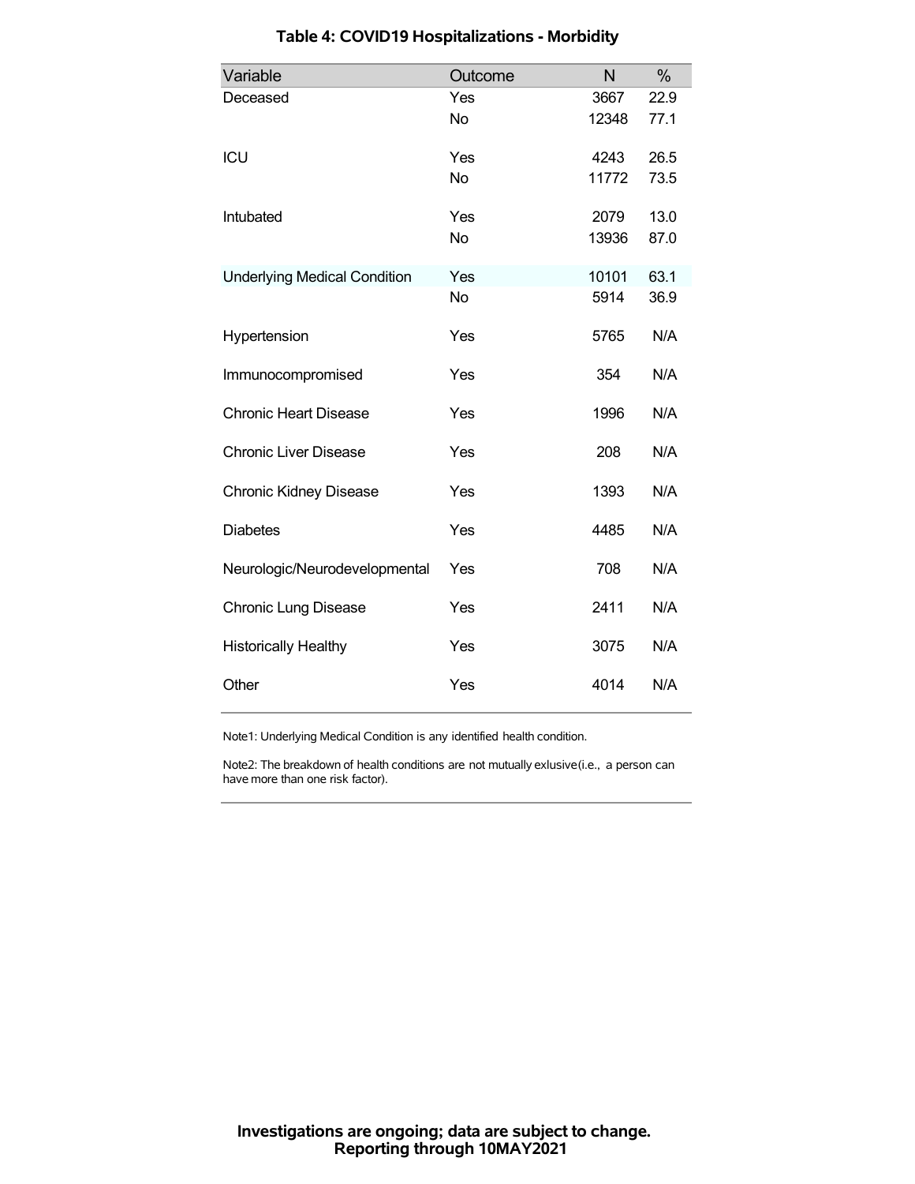**Table 4: COVID19 Hospitalizations - Morbidity**

| Variable | Outcome | N | % |
|---|---|---|---|
| Deceased | Yes | 3667 | 22.9 |
| | No | 12348 | 77.1 |
| ICU | Yes | 4243 | 26.5 |
| | No | 11772 | 73.5 |
| Intubated | Yes | 2079 | 13.0 |
| | No | 13936 | 87.0 |
| Underlying Medical Condition | Yes | 10101 | 63.1 |
| | No | 5914 | 36.9 |
| Hypertension | Yes | 5765 | N/A |
| Immunocompromised | Yes | 354 | N/A |
| Chronic Heart Disease | Yes | 1996 | N/A |
| Chronic Liver Disease | Yes | 208 | N/A |
| Chronic Kidney Disease | Yes | 1393 | N/A |
| Diabetes | Yes | 4485 | N/A |
| Neurologic/Neurodevelopmental | Yes | 708 | N/A |
| Chronic Lung Disease | Yes | 2411 | N/A |
| Historically Healthy | Yes | 3075 | N/A |
| Other | Yes | 4014 | N/A |

Note1: Underlying Medical Condition is any identified health condition.

Note2: The breakdown of health conditions are not mutually exlusive(i.e., a person can have more than one risk factor).

**Investigations are ongoing; data are subject to change.**
**Reporting through 10MAY2021**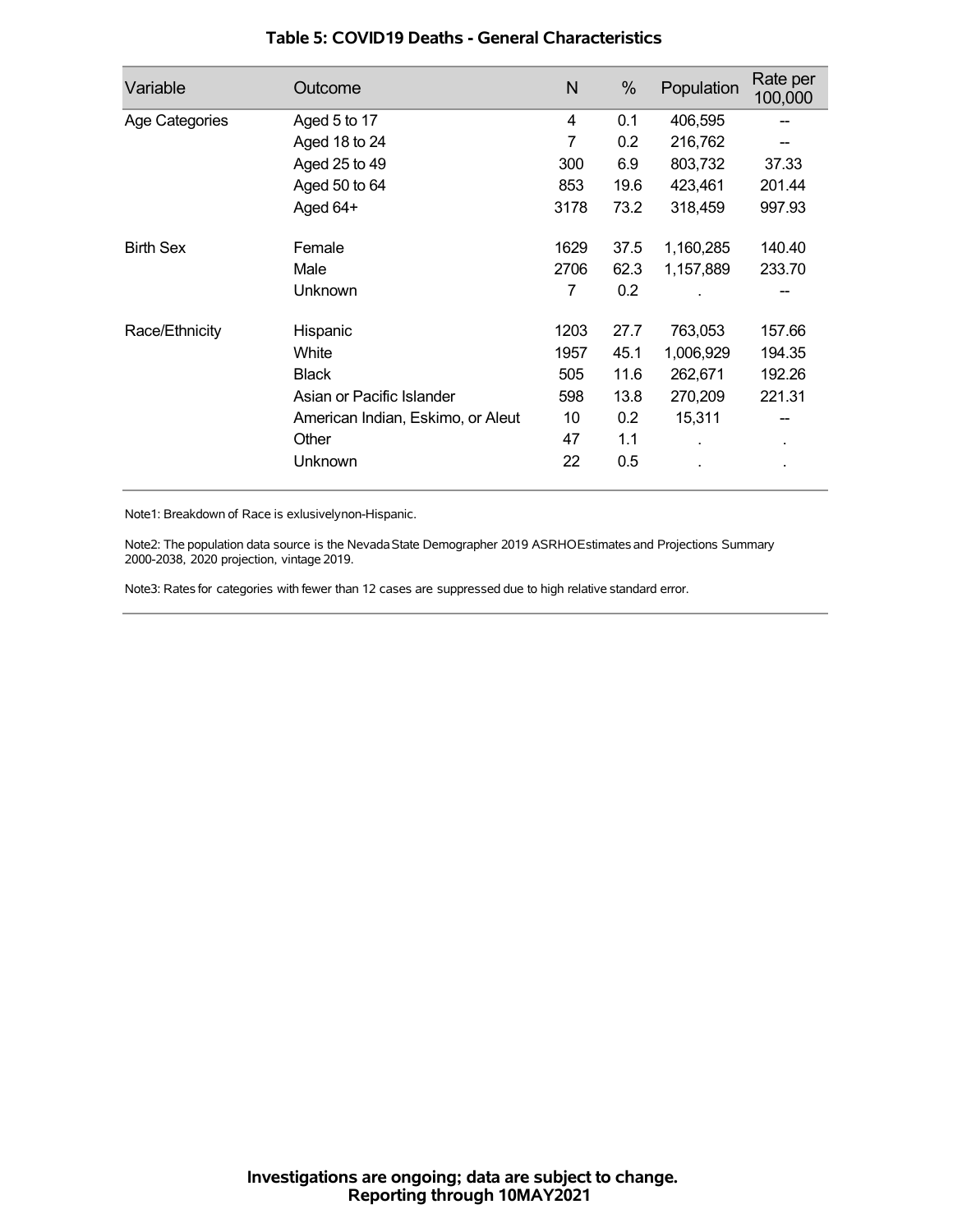# Table 5: COVID19 Deaths - General Characteristics

| Variable | Outcome | N | % | Population | Rate per 100,000 |
|---|---|---|---|---|---|
| Age Categories | Aged 5 to 17 | 4 | 0.1 | 406,595 | -- |
| | Aged 18 to 24 | 7 | 0.2 | 216,762 | -- |
| | Aged 25 to 49 | 300 | 6.9 | 803,732 | 37.33 |
| | Aged 50 to 64 | 853 | 19.6 | 423,461 | 201.44 |
| | Aged 64+ | 3178 | 73.2 | 318,459 | 997.93 |
| Birth Sex | Female | 1629 | 37.5 | 1,160,285 | 140.40 |
| | Male | 2706 | 62.3 | 1,157,889 | 233.70 |
| | Unknown | 7 | 0.2 | . | -- |
| Race/Ethnicity | Hispanic | 1203 | 27.7 | 763,053 | 157.66 |
| | White | 1957 | 45.1 | 1,006,929 | 194.35 |
| | Black | 505 | 11.6 | 262,671 | 192.26 |
| | Asian or Pacific Islander | 598 | 13.8 | 270,209 | 221.31 |
| | American Indian, Eskimo, or Aleut | 10 | 0.2 | 15,311 | -- |
| | Other | 47 | 1.1 | . | . |
| | Unknown | 22 | 0.5 | . | . |

Note1: Breakdown of Race is exlusivelynon-Hispanic.

Note2: The population data source is the Nevada State Demographer 2019 ASRHOEstimates and Projections Summary 2000-2038, 2020 projection, vintage 2019.

Note3: Rates for categories with fewer than 12 cases are suppressed due to high relative standard error.

**Investigations are ongoing; data are subject to change.**
**Reporting through 10MAY2021**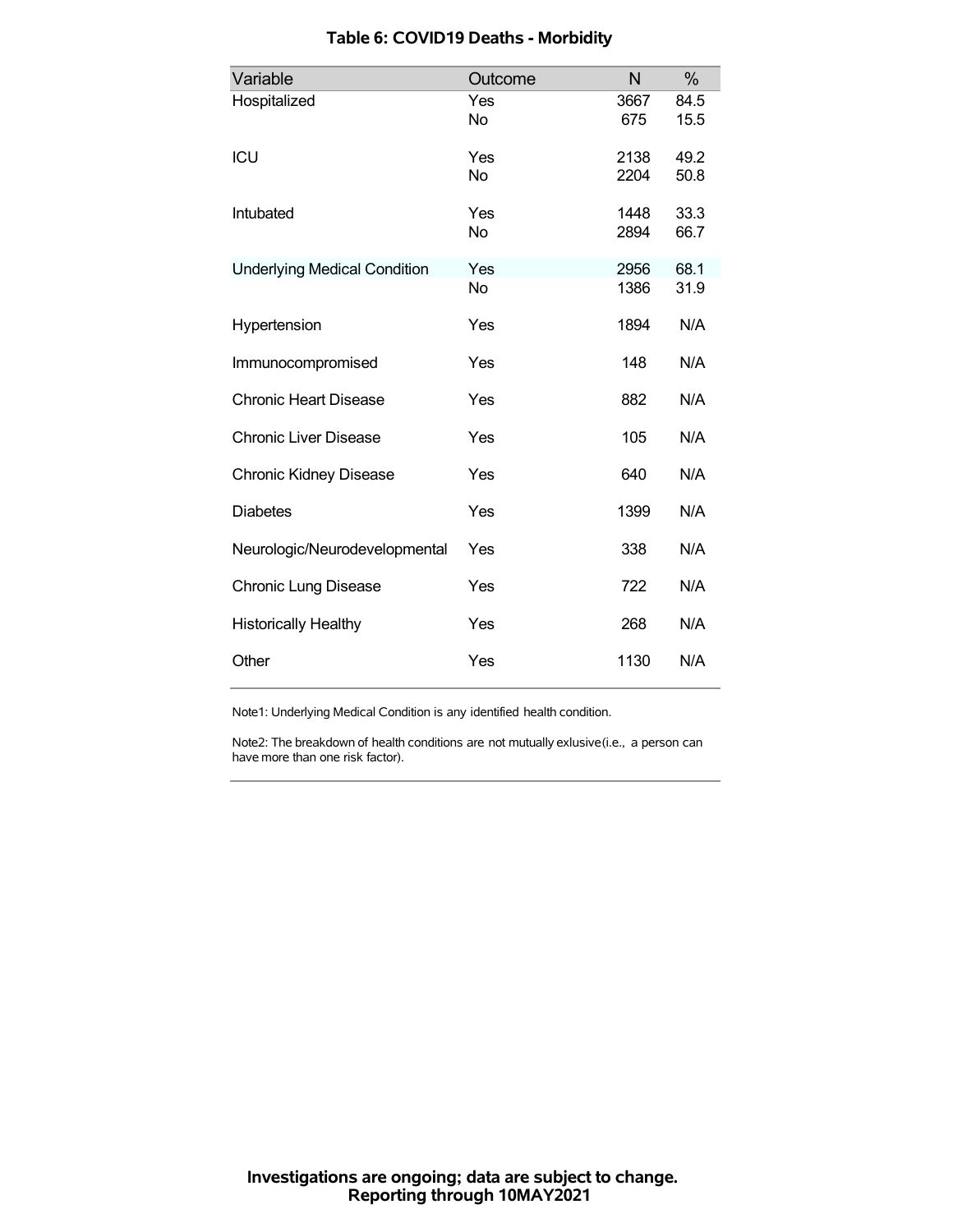## Table 6: COVID19 Deaths - Morbidity

| Variable | Outcome | N | % |
|---|---|---|---|
| Hospitalized | Yes | 3667 | 84.5 |
| | No | 675 | 15.5 |
| ICU | Yes | 2138 | 49.2 |
| | No | 2204 | 50.8 |
| Intubated | Yes | 1448 | 33.3 |
| | No | 2894 | 66.7 |
| Underlying Medical Condition | Yes | 2956 | 68.1 |
| | No | 1386 | 31.9 |
| Hypertension | Yes | 1894 | N/A |
| Immunocompromised | Yes | 148 | N/A |
| Chronic Heart Disease | Yes | 882 | N/A |
| Chronic Liver Disease | Yes | 105 | N/A |
| Chronic Kidney Disease | Yes | 640 | N/A |
| Diabetes | Yes | 1399 | N/A |
| Neurologic/Neurodevelopmental | Yes | 338 | N/A |
| Chronic Lung Disease | Yes | 722 | N/A |
| Historically Healthy | Yes | 268 | N/A |
| Other | Yes | 1130 | N/A |

Note1: Underlying Medical Condition is any identified health condition.

Note2: The breakdown of health conditions are not mutually exlusive(i.e., a person can have more than one risk factor).

**Investigations are ongoing; data are subject to change.**
**Reporting through 10MAY2021**